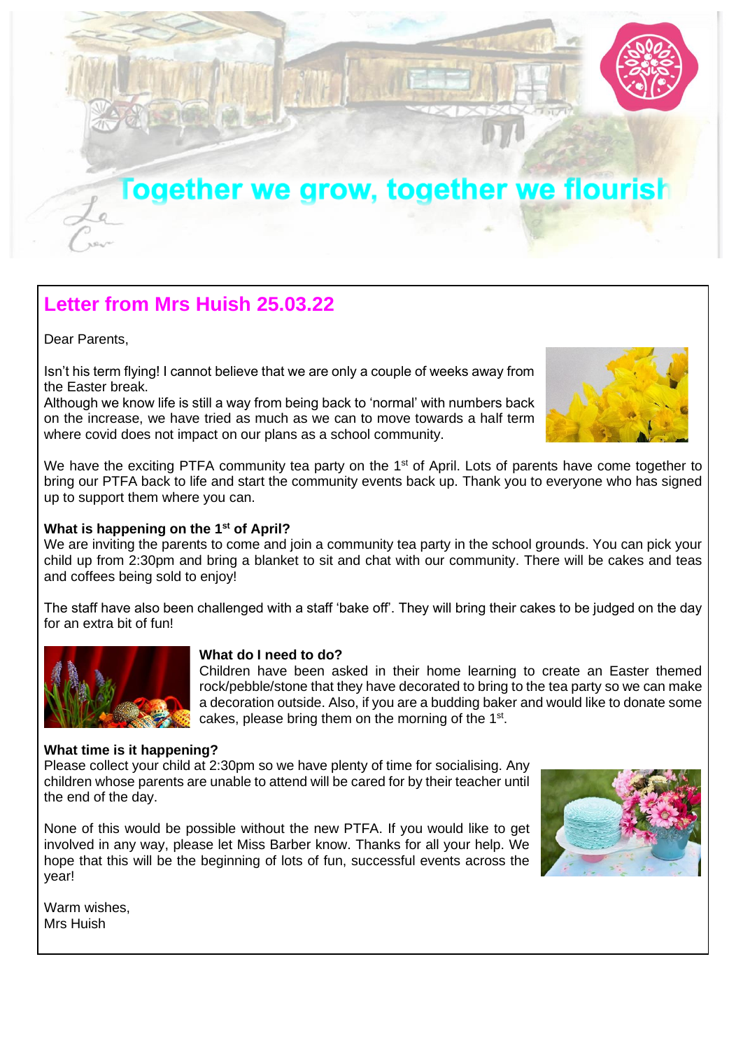Together we grow, together we flourish

## Letter from Mrs Huish 25.03.22

Dear Parents,

Isn't his term flying! I cannot believe that we are only a couple of weeks away from the Easter break.
Although we know life is still a way from being back to 'normal' with numbers back on the increase, we have tried as much as we can to move towards a half term where covid does not impact on our plans as a school community.

We have the exciting PTFA community tea party on the 1st of April. Lots of parents have come together to bring our PTFA back to life and start the community events back up. Thank you to everyone who has signed up to support them where you can.

**What is happening on the 1st of April?**
We are inviting the parents to come and join a community tea party in the school grounds. You can pick your child up from 2:30pm and bring a blanket to sit and chat with our community. There will be cakes and teas and coffees being sold to enjoy!

The staff have also been challenged with a staff 'bake off'. They will bring their cakes to be judged on the day for an extra bit of fun!

**What do I need to do?**
Children have been asked in their home learning to create an Easter themed rock/pebble/stone that they have decorated to bring to the tea party so we can make a decoration outside. Also, if you are a budding baker and would like to donate some cakes, please bring them on the morning of the 1st.

**What time is it happening?**
Please collect your child at 2:30pm so we have plenty of time for socialising. Any children whose parents are unable to attend will be cared for by their teacher until the end of the day.

None of this would be possible without the new PTFA. If you would like to get involved in any way, please let Miss Barber know. Thanks for all your help. We hope that this will be the beginning of lots of fun, successful events across the year!

Warm wishes,
Mrs Huish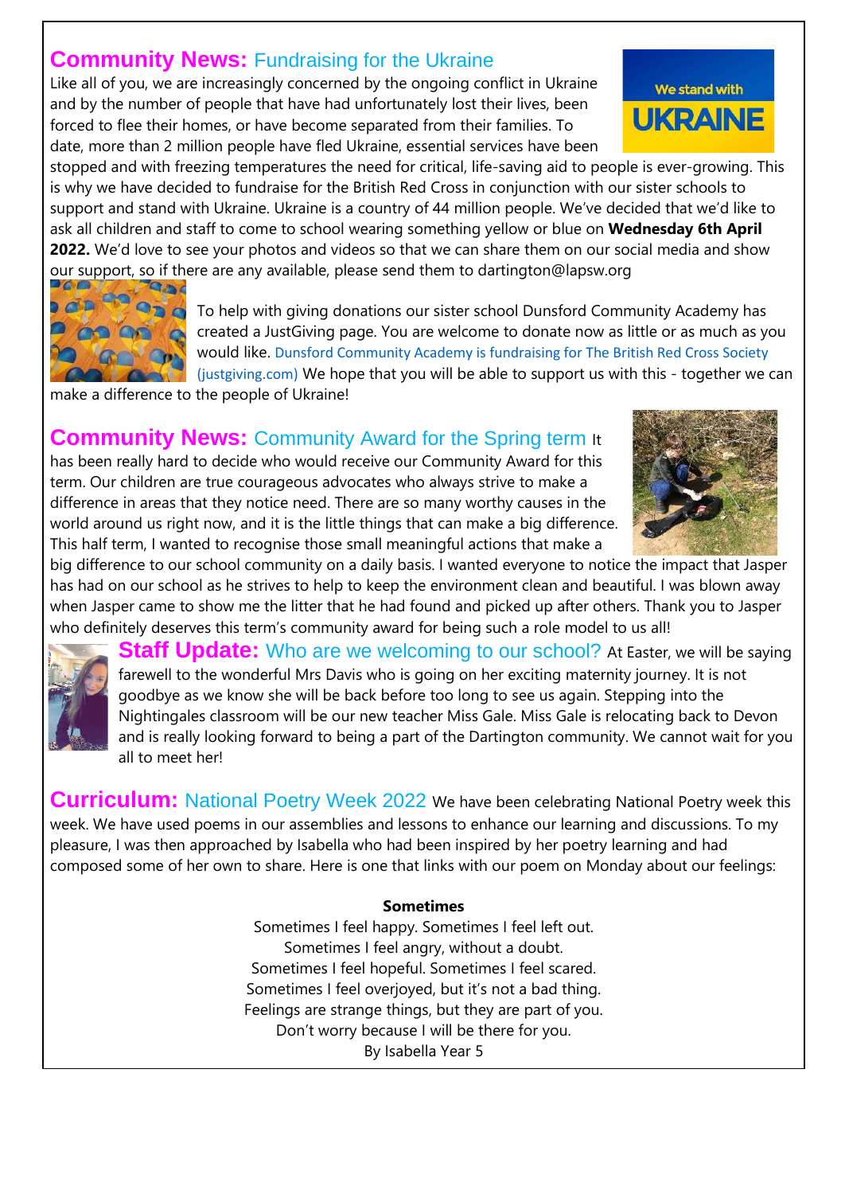## Community News: Fundraising for the Ukraine

Like all of you, we are increasingly concerned by the ongoing conflict in Ukraine and by the number of people that have had unfortunately lost their lives, been forced to flee their homes, or have become separated from their families. To date, more than 2 million people have fled Ukraine, essential services have been stopped and with freezing temperatures the need for critical, life-saving aid to people is ever-growing. This is why we have decided to fundraise for the British Red Cross in conjunction with our sister schools to support and stand with Ukraine. Ukraine is a country of 44 million people. We've decided that we'd like to ask all children and staff to come to school wearing something yellow or blue on **Wednesday 6th April 2022.** We'd love to see your photos and videos so that we can share them on our social media and show our support, so if there are any available, please send them to dartington@lapsw.org

To help with giving donations our sister school Dunsford Community Academy has created a JustGiving page. You are welcome to donate now as little or as much as you would like. Dunsford Community Academy is fundraising for The British Red Cross Society (justgiving.com) We hope that you will be able to support us with this - together we can make a difference to the people of Ukraine!

## Community News: Community Award for the Spring term

It has been really hard to decide who would receive our Community Award for this term. Our children are true courageous advocates who always strive to make a difference in areas that they notice need. There are so many worthy causes in the world around us right now, and it is the little things that can make a big difference. This half term, I wanted to recognise those small meaningful actions that make a big difference to our school community on a daily basis. I wanted everyone to notice the impact that Jasper has had on our school as he strives to help to keep the environment clean and beautiful. I was blown away when Jasper came to show me the litter that he had found and picked up after others. Thank you to Jasper who definitely deserves this term's community award for being such a role model to us all!

## Staff Update: Who are we welcoming to our school?

At Easter, we will be saying farewell to the wonderful Mrs Davis who is going on her exciting maternity journey. It is not goodbye as we know she will be back before too long to see us again. Stepping into the Nightingales classroom will be our new teacher Miss Gale. Miss Gale is relocating back to Devon and is really looking forward to being a part of the Dartington community. We cannot wait for you all to meet her!

## Curriculum: National Poetry Week 2022

We have been celebrating National Poetry week this week. We have used poems in our assemblies and lessons to enhance our learning and discussions. To my pleasure, I was then approached by Isabella who had been inspired by her poetry learning and had composed some of her own to share. Here is one that links with our poem on Monday about our feelings:

**Sometimes**

Sometimes I feel happy. Sometimes I feel left out.
Sometimes I feel angry, without a doubt.
Sometimes I feel hopeful. Sometimes I feel scared.
Sometimes I feel overjoyed, but it's not a bad thing.
Feelings are strange things, but they are part of you.
Don't worry because I will be there for you.
By Isabella Year 5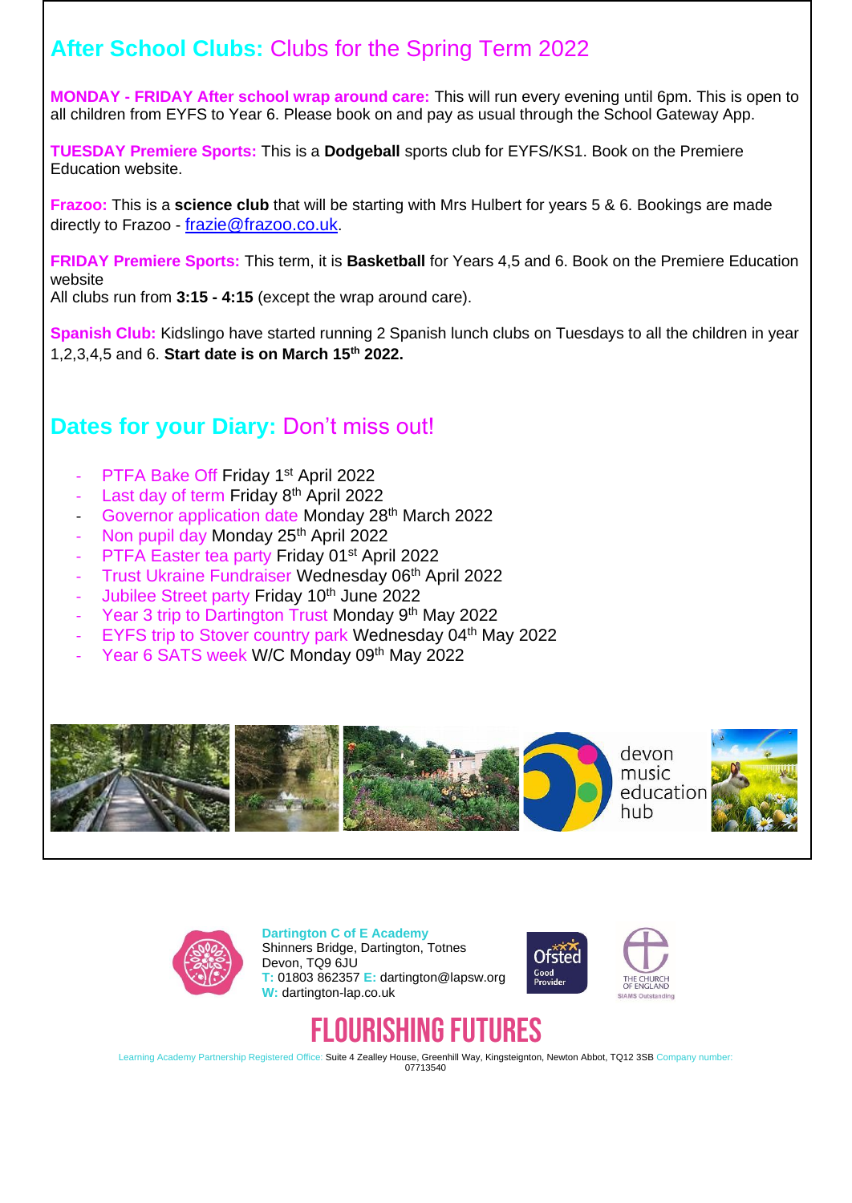## After School Clubs: Clubs for the Spring Term 2022

**MONDAY - FRIDAY After school wrap around care:** This will run every evening until 6pm. This is open to all children from EYFS to Year 6. Please book on and pay as usual through the School Gateway App.

**TUESDAY Premiere Sports:** This is a **Dodgeball** sports club for EYFS/KS1. Book on the Premiere Education website.

**Frazoo:** This is a **science club** that will be starting with Mrs Hulbert for years 5 & 6. Bookings are made directly to Frazoo - frazie@frazoo.co.uk.

**FRIDAY Premiere Sports:** This term, it is **Basketball** for Years 4,5 and 6. Book on the Premiere Education website

All clubs run from **3:15 - 4:15** (except the wrap around care).

**Spanish Club:** Kidslingo have started running 2 Spanish lunch clubs on Tuesdays to all the children in year 1,2,3,4,5 and 6. **Start date is on March 15th 2022.**

## Dates for your Diary: Don't miss out!

- PTFA Bake Off Friday 1st April 2022
- Last day of term Friday 8th April 2022
- Governor application date Monday 28th March 2022
- Non pupil day Monday 25th April 2022
- PTFA Easter tea party Friday 01st April 2022
- Trust Ukraine Fundraiser Wednesday 06th April 2022
- Jubilee Street party Friday 10th June 2022
- Year 3 trip to Dartington Trust Monday 9th May 2022
- EYFS trip to Stover country park Wednesday 04th May 2022
- Year 6 SATS week W/C Monday 09th May 2022

devon music education hub

**Dartington C of E Academy**
Shinners Bridge, Dartington, Totnes
Devon, TQ9 6JU
T: 01803 862357 E: dartington@lapsw.org
W: dartington-lap.co.uk

Ofsted Good Provider

THE CHURCH OF ENGLAND SIAMS Outstanding

FLOURISHING FUTURES

Learning Academy Partnership Registered Office: Suite 4 Zealley House, Greenhill Way, Kingsteignton, Newton Abbot, TQ12 3SB Company number: 07713540